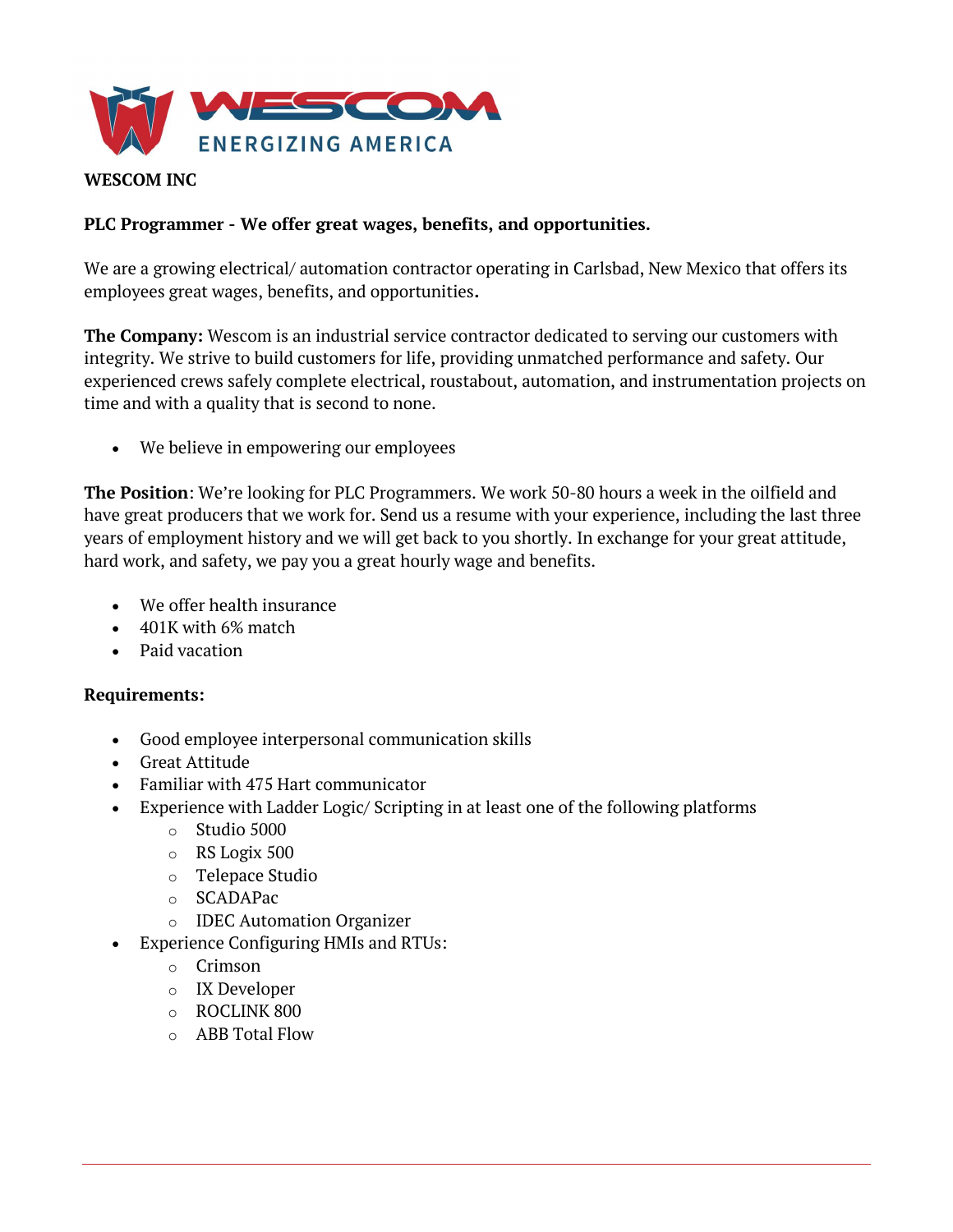WESCOM

ENERGIZING AMERICA

**WESCOM INC**

**PLC Programmer - We offer great wages, benefits, and opportunities.**

We are a growing electrical/ automation contractor operating in Carlsbad, New Mexico that offers its employees great wages, benefits, and opportunities**.**

**The Company:** Wescom is an industrial service contractor dedicated to serving our customers with integrity. We strive to build customers for life, providing unmatched performance and safety. Our experienced crews safely complete electrical, roustabout, automation, and instrumentation projects on time and with a quality that is second to none.

- We believe in empowering our employees

**The Position**: We're looking for PLC Programmers. We work 50-80 hours a week in the oilfield and have great producers that we work for. Send us a resume with your experience, including the last three years of employment history and we will get back to you shortly. In exchange for your great attitude, hard work, and safety, we pay you a great hourly wage and benefits.

- We offer health insurance
- 401K with 6% match
- Paid vacation

**Requirements:**

- Good employee interpersonal communication skills
- Great Attitude
- Familiar with 475 Hart communicator
- Experience with Ladder Logic/ Scripting in at least one of the following platforms
  - Studio 5000
  - RS Logix 500
  - Telepace Studio
  - SCADAPac
  - IDEC Automation Organizer
- Experience Configuring HMIs and RTUs:
  - Crimson
  - IX Developer
  - ROCLINK 800
  - ABB Total Flow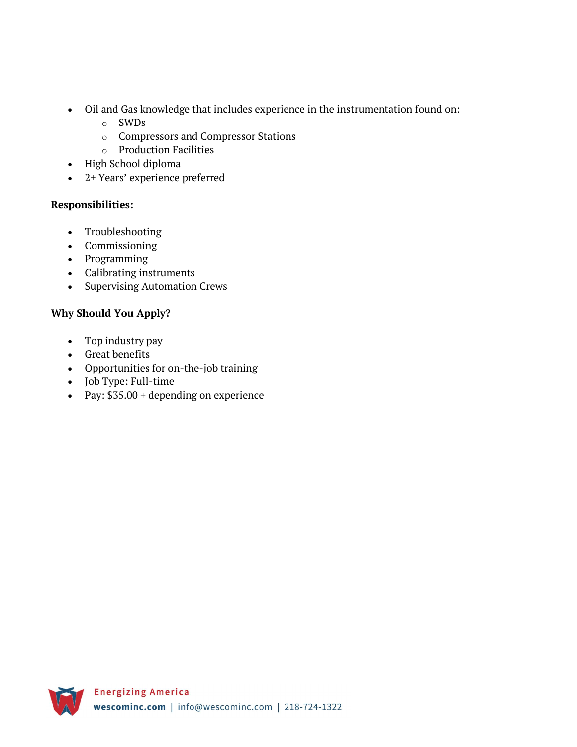- Oil and Gas knowledge that includes experience in the instrumentation found on:
  - SWDs
  - Compressors and Compressor Stations
  - Production Facilities
- High School diploma
- 2+ Years' experience preferred

**Responsibilities:**

- Troubleshooting
- Commissioning
- Programming
- Calibrating instruments
- Supervising Automation Crews

**Why Should You Apply?**

- Top industry pay
- Great benefits
- Opportunities for on-the-job training
- Job Type: Full-time
- Pay: $35.00 + depending on experience